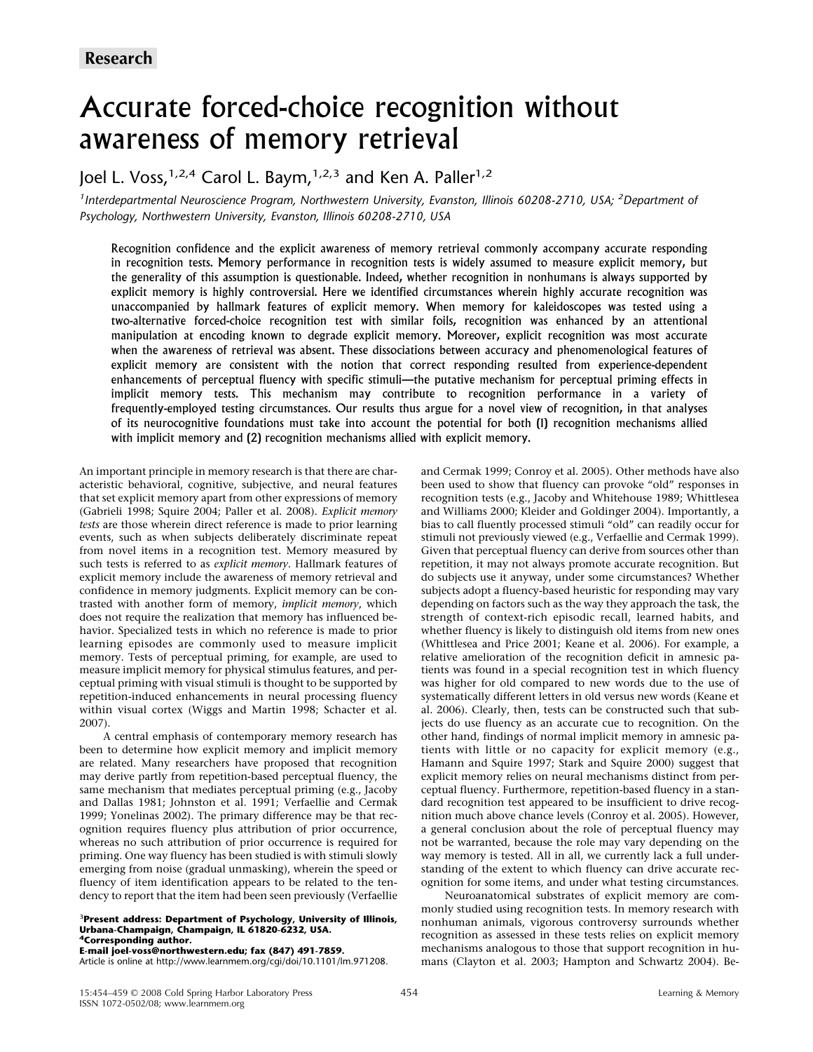Research

# Accurate forced-choice recognition without awareness of memory retrieval

Joel L. Voss,[1,2,4] Carol L. Baym,[1,2,3] and Ken A. Paller[1,2]

[1]Interdepartmental Neuroscience Program, Northwestern University, Evanston, Illinois 60208-2710, USA; [2]Department of Psychology, Northwestern University, Evanston, Illinois 60208-2710, USA

**Recognition confidence and the explicit awareness of memory retrieval commonly accompany accurate responding in recognition tests. Memory performance in recognition tests is widely assumed to measure explicit memory, but the generality of this assumption is questionable. Indeed, whether recognition in nonhumans is always supported by explicit memory is highly controversial. Here we identified circumstances wherein highly accurate recognition was unaccompanied by hallmark features of explicit memory. When memory for kaleidoscopes was tested using a two-alternative forced-choice recognition test with similar foils, recognition was enhanced by an attentional manipulation at encoding known to degrade explicit memory. Moreover, explicit recognition was most accurate when the awareness of retrieval was absent. These dissociations between accuracy and phenomenological features of explicit memory are consistent with the notion that correct responding resulted from experience-dependent enhancements of perceptual fluency with specific stimuli—the putative mechanism for perceptual priming effects in implicit memory tests. This mechanism may contribute to recognition performance in a variety of frequently-employed testing circumstances. Our results thus argue for a novel view of recognition, in that analyses of its neurocognitive foundations must take into account the potential for both (1) recognition mechanisms allied with implicit memory and (2) recognition mechanisms allied with explicit memory.**

An important principle in memory research is that there are characteristic behavioral, cognitive, subjective, and neural features that set explicit memory apart from other expressions of memory (Gabrieli 1998; Squire 2004; Paller et al. 2008). *Explicit memory tests* are those wherein direct reference is made to prior learning events, such as when subjects deliberately discriminate repeat from novel items in a recognition test. Memory measured by such tests is referred to as *explicit memory*. Hallmark features of explicit memory include the awareness of memory retrieval and confidence in memory judgments. Explicit memory can be contrasted with another form of memory, *implicit memory*, which does not require the realization that memory has influenced behavior. Specialized tests in which no reference is made to prior learning episodes are commonly used to measure implicit memory. Tests of perceptual priming, for example, are used to measure implicit memory for physical stimulus features, and perceptual priming with visual stimuli is thought to be supported by repetition-induced enhancements in neural processing fluency within visual cortex (Wiggs and Martin 1998; Schacter et al. 2007).

A central emphasis of contemporary memory research has been to determine how explicit memory and implicit memory are related. Many researchers have proposed that recognition may derive partly from repetition-based perceptual fluency, the same mechanism that mediates perceptual priming (e.g., Jacoby and Dallas 1981; Johnston et al. 1991; Verfaellie and Cermak 1999; Yonelinas 2002). The primary difference may be that recognition requires fluency plus attribution of prior occurrence, whereas no such attribution of prior occurrence is required for priming. One way fluency has been studied is with stimuli slowly emerging from noise (gradual unmasking), wherein the speed or fluency of item identification appears to be related to the tendency to report that the item had been seen previously (Verfaellie and Cermak 1999; Conroy et al. 2005). Other methods have also been used to show that fluency can provoke "old" responses in recognition tests (e.g., Jacoby and Whitehouse 1989; Whittlesea and Williams 2000; Kleider and Goldinger 2004). Importantly, a bias to call fluently processed stimuli "old" can readily occur for stimuli not previously viewed (e.g., Verfaellie and Cermak 1999). Given that perceptual fluency can derive from sources other than repetition, it may not always promote accurate recognition. But do subjects use it anyway, under some circumstances? Whether subjects adopt a fluency-based heuristic for responding may vary depending on factors such as the way they approach the task, the strength of context-rich episodic recall, learned habits, and whether fluency is likely to distinguish old items from new ones (Whittlesea and Price 2001; Keane et al. 2006). For example, a relative amelioration of the recognition deficit in amnesic patients was found in a special recognition test in which fluency was higher for old compared to new words due to the use of systematically different letters in old versus new words (Keane et al. 2006). Clearly, then, tests can be constructed such that subjects do use fluency as an accurate cue to recognition. On the other hand, findings of normal implicit memory in amnesic patients with little or no capacity for explicit memory (e.g., Hamann and Squire 1997; Stark and Squire 2000) suggest that explicit memory relies on neural mechanisms distinct from perceptual fluency. Furthermore, repetition-based fluency in a standard recognition test appeared to be insufficient to drive recognition much above chance levels (Conroy et al. 2005). However, a general conclusion about the role of perceptual fluency may not be warranted, because the role may vary depending on the way memory is tested. All in all, we currently lack a full understanding of the extent to which fluency can drive accurate recognition for some items, and under what testing circumstances.

Neuroanatomical substrates of explicit memory are commonly studied using recognition tests. In memory research with nonhuman animals, vigorous controversy surrounds whether recognition as assessed in these tests relies on explicit memory mechanisms analogous to those that support recognition in humans (Clayton et al. 2003; Hampton and Schwartz 2004). Be-

[3]**Present address: Department of Psychology, University of Illinois, Urbana-Champaign, Champaign, IL 61820-6232, USA.**
[4]**Corresponding author.**
**E-mail joel-voss@northwestern.edu; fax (847) 491-7859.**
Article is online at http://www.learnmem.org/cgi/doi/10.1101/lm.971208.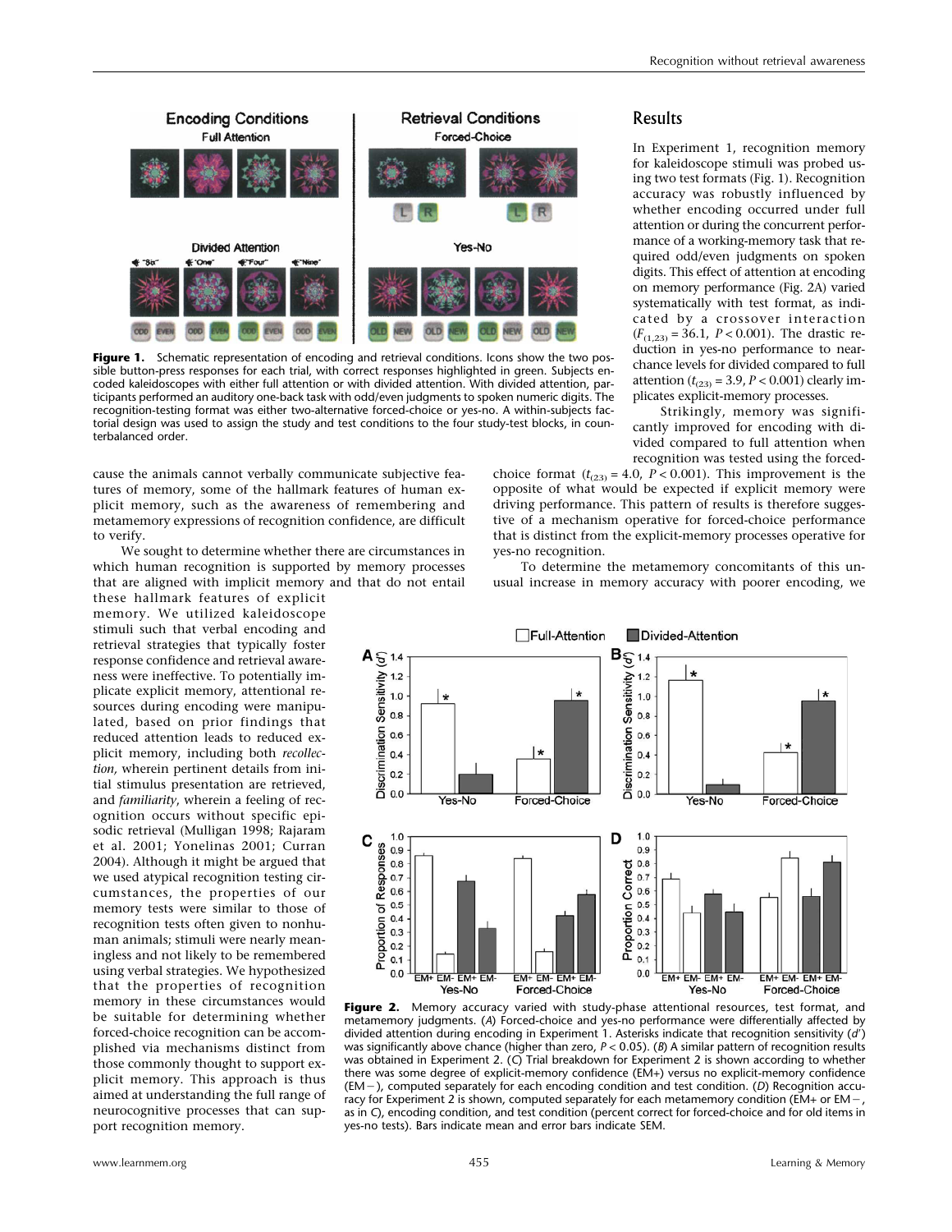**Figure 1.** Schematic representation of encoding and retrieval conditions. Icons show the two possible button-press responses for each trial, with correct responses highlighted in green. Subjects encoded kaleidoscopes with either full attention or with divided attention. With divided attention, participants performed an auditory one-back task with odd/even judgments to spoken numeric digits. The recognition-testing format was either two-alternative forced-choice or yes-no. A within-subjects factorial design was used to assign the study and test conditions to the four study-test blocks, in counterbalanced order.

cause the animals cannot verbally communicate subjective features of memory, some of the hallmark features of human explicit memory, such as the awareness of remembering and metamemory expressions of recognition confidence, are difficult to verify.

We sought to determine whether there are circumstances in which human recognition is supported by memory processes that are aligned with implicit memory and that do not entail these hallmark features of explicit memory. We utilized kaleidoscope stimuli such that verbal encoding and retrieval strategies that typically foster response confidence and retrieval awareness were ineffective. To potentially implicate explicit memory, attentional resources during encoding were manipulated, based on prior findings that reduced attention leads to reduced explicit memory, including both *recollection*, wherein pertinent details from initial stimulus presentation are retrieved, and *familiarity*, wherein a feeling of recognition occurs without specific episodic retrieval (Mulligan 1998; Rajaram et al. 2001; Yonelinas 2001; Curran 2004). Although it might be argued that we used atypical recognition test circumstances, the properties of our memory tests were similar to those of recognition tests often given to nonhuman animals; stimuli were nearly meaningless and not likely to be remembered using verbal strategies. We hypothesized that the properties of recognition memory in these circumstances would be suitable for determining whether forced-choice recognition can be accomplished via mechanisms distinct from those commonly thought to support explicit memory. This approach is thus aimed at understanding the full range of neurocognitive processes that can support recognition memory.

## Results

In Experiment 1, recognition memory for kaleidoscope stimuli was probed using two test formats (Fig. 1). Recognition accuracy was robustly influenced by whether encoding occurred under full attention or during the concurrent performance of a working-memory task that required odd/even judgments on spoken digits. This effect of attention at encoding on memory performance (Fig. 2A) varied systematically with test format, as indicated by a crossover interaction ($F_{(1,23)} = 36.1$, $P < 0.001$). The drastic reduction in yes-no performance to near-chance levels for divided compared to full attention ($t_{(23)} = 3.9$, $P < 0.001$) clearly implicates explicit-memory processes.

Strikingly, memory was significantly improved for encoding with divided compared to full attention when recognition was tested using the forced-choice format ($t_{(23)} = 4.0$, $P < 0.001$). This improvement is the opposite of what would be expected if explicit memory were driving performance. This pattern of results is therefore suggestive of a mechanism operative for forced-choice performance that is distinct from the explicit-memory processes operative for yes-no recognition.

To determine the metamemory concomitants of this unusual increase in memory accuracy with poorer encoding, we

**Figure 2.** Memory accuracy varied with study-phase attentional resources, test format, and metamemory judgments. (*A*) Forced-choice and yes-no performance were differentially affected by divided attention during encoding in Experiment 1. Asterisks indicate that recognition sensitivity ($d'$) was significantly above chance (higher than zero, $P < 0.05$). (*B*) A similar pattern of recognition results was obtained in Experiment 2. (*C*) Trial breakdown for Experiment 2 is shown according to whether there was some degree of explicit-memory confidence (EM+) versus no explicit-memory confidence (EM−), computed separately for each encoding condition and test condition. (*D*) Recognition accuracy for Experiment 2 is shown, computed separately for each metamemory condition (EM+ or EM−, as in *C*), encoding condition, and test condition (percent correct for forced-choice and for old items in yes-no tests). Bars indicate mean and error bars indicate SEM.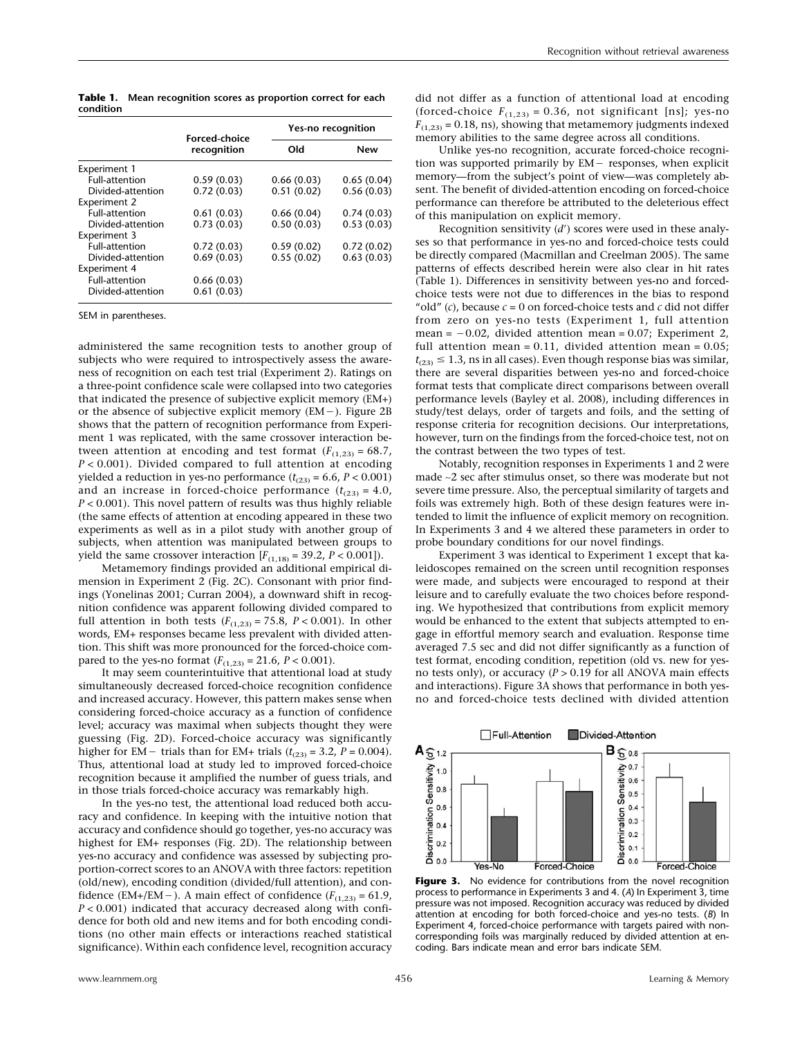**Table 1. Mean recognition scores as proportion correct for each condition**

| | Forced-choice recognition | Yes-no recognition | |
|---|---|---|---|
| | | Old | New |
| Experiment 1 | | | |
| Full-attention | 0.59 (0.03) | 0.66 (0.03) | 0.65 (0.04) |
| Divided-attention | 0.72 (0.03) | 0.51 (0.02) | 0.56 (0.03) |
| Experiment 2 | | | |
| Full-attention | 0.61 (0.03) | 0.66 (0.04) | 0.74 (0.03) |
| Divided-attention | 0.73 (0.03) | 0.50 (0.03) | 0.53 (0.03) |
| Experiment 3 | | | |
| Full-attention | 0.72 (0.03) | 0.59 (0.02) | 0.72 (0.02) |
| Divided-attention | 0.69 (0.03) | 0.55 (0.02) | 0.63 (0.03) |
| Experiment 4 | | | |
| Full-attention | 0.66 (0.03) | | |
| Divided-attention | 0.61 (0.03) | | |

SEM in parentheses.

administered the same recognition tests to another group of subjects who were required to introspectively assess the awareness of recognition on each test trial (Experiment 2). Ratings on a three-point confidence scale were collapsed into two categories that indicated the presence of subjective explicit memory (EM+) or the absence of subjective explicit memory (EM−). Figure 2B shows that the pattern of recognition performance from Experiment 1 was replicated, with the same crossover interaction between attention at encoding and test format ($F_{(1,23)} = 68.7$, $P < 0.001$). Divided compared to full attention at encoding yielded a reduction in yes-no performance ($t_{(23)} = 6.6$, $P < 0.001$) and an increase in forced-choice performance ($t_{(23)} = 4.0$, $P < 0.001$). This novel pattern of results was thus highly reliable (the same effects of attention at encoding appeared in these two experiments as well as in a pilot study with another group of subjects, when attention was manipulated between groups to yield the same crossover interaction [$F_{(1,18)} = 39.2$, $P < 0.001$]).

Metamemory findings provided an additional empirical dimension in Experiment 2 (Fig. 2C). Consonant with prior findings (Yonelinas 2001; Curran 2004), a downward shift in recognition confidence was apparent following divided compared to full attention in both tests ($F_{(1,23)} = 75.8$, $P < 0.001$). In other words, EM+ responses became less prevalent with divided attention. This shift was more pronounced for the forced-choice compared to the yes-no format ($F_{(1,23)} = 21.6$, $P < 0.001$).

It may seem counterintuitive that attentional load at study simultaneously decreased forced-choice recognition confidence and increased accuracy. However, this pattern makes sense when considering forced-choice accuracy as a function of confidence level; accuracy was maximal when subjects thought they were guessing (Fig. 2D). Forced-choice accuracy was significantly higher for EM− trials than for EM+ trials ($t_{(23)} = 3.2$, $P = 0.004$). Thus, attentional load at study led to improved forced-choice recognition because it amplified the number of guess trials, and in those trials forced-choice accuracy was remarkably high.

In the yes-no test, the attentional load reduced both accuracy and confidence. In keeping with the intuitive notion that accuracy and confidence should go together, yes-no accuracy was highest for EM+ responses (Fig. 2D). The relationship between yes-no accuracy and confidence was assessed by subjecting proportion-correct scores to an ANOVA with three factors: repetition (old/new), encoding condition (divided/full attention), and confidence (EM+/EM−). A main effect of confidence ($F_{(1,23)} = 61.9$, $P < 0.001$) indicated that accuracy decreased along with confidence for both old and new items and for both encoding conditions (no other main effects or interactions reached statistical significance). Within each confidence level, recognition accuracy did not differ as a function of attentional load at encoding (forced-choice $F_{(1,23)} = 0.36$, not significant [ns]; yes-no $F_{(1,23)} = 0.18$, ns), showing that metamemory judgments indexed memory abilities to the same degree across all conditions.

Unlike yes-no recognition, accurate forced-choice recognition was supported primarily by EM− responses, when explicit memory—from the subject's point of view—was completely absent. The benefit of divided-attention encoding on forced-choice performance can therefore be attributed to the deleterious effect of this manipulation on explicit memory.

Recognition sensitivity ($d'$) scores were used in these analyses so that performance in yes-no and forced-choice tests could be directly compared (Macmillan and Creelman 2005). The same patterns of effects described herein were also clear in hit rates (Table 1). Differences in sensitivity between yes-no and forced-choice tests were not due to differences in the bias to respond "old" ($c$), because $c = 0$ on forced-choice tests and $c$ did not differ from zero on yes-no tests (Experiment 1, full attention mean = −0.02, divided attention mean = 0.07; Experiment 2, full attention mean = 0.11, divided attention mean = 0.05; $t_{(23)} \leq 1.3$, ns in all cases). Even though response bias was similar, there are several disparities between yes-no and forced-choice format tests that complicate direct comparisons between overall performance levels (Bayley et al. 2008), including differences in study/test delays, order of targets and foils, and the setting of response criteria for recognition decisions. Our interpretations, however, turn on the findings from the forced-choice test, not on the contrast between the two types of test.

Notably, recognition responses in Experiments 1 and 2 were made ~2 sec after stimulus onset, so there was moderate but not severe time pressure. Also, the perceptual similarity of targets and foils was extremely high. Both of these design features were intended to limit the influence of explicit memory on recognition. In Experiments 3 and 4 we altered these parameters in order to probe boundary conditions for our novel findings.

Experiment 3 was identical to Experiment 1 except that kaleidoscopes remained on the screen until recognition responses were made, and subjects were encouraged to respond at their leisure and to carefully evaluate the two choices before responding. We hypothesized that contributions from explicit memory would be enhanced to the extent that subjects attempted to engage in effortful memory search and evaluation. Response time averaged 7.5 sec and did not differ significantly as a function of test format, encoding condition, repetition (old vs. new for yes-no tests only), or accuracy ($P > 0.19$ for all ANOVA main effects and interactions). Figure 3A shows that performance in both yes-no and forced-choice tests declined with divided attention

**Figure 3.** No evidence for contributions from the novel recognition process to performance in Experiments 3 and 4. (*A*) In Experiment 3, time pressure was not imposed. Recognition accuracy was reduced by divided attention at encoding for both forced-choice and yes-no tests. (*B*) In Experiment 4, forced-choice performance with targets paired with non-corresponding foils was marginally reduced by divided attention at encoding. Bars indicate mean and error bars indicate SEM.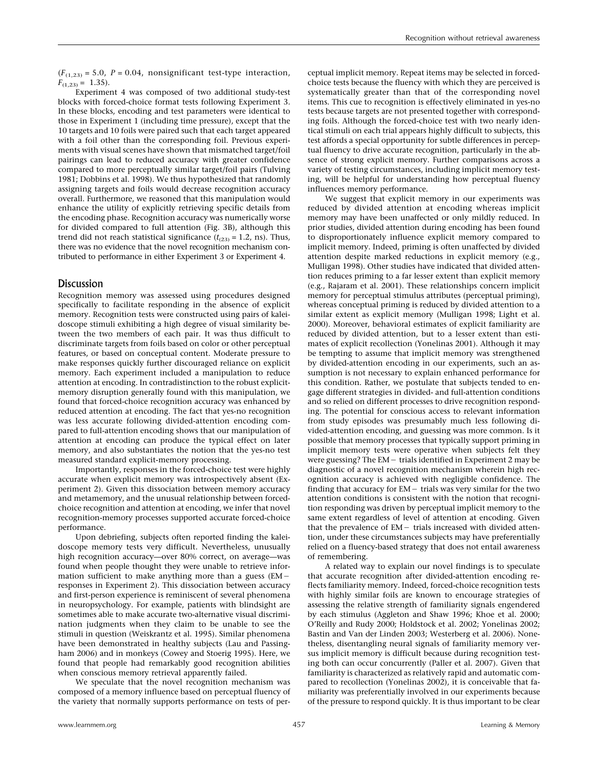($F_{(1,23)} = 5.0$, $P = 0.04$, nonsignificant test-type interaction, $F_{(1,23)} = 1.35$).

Experiment 4 was composed of two additional study-test blocks with forced-choice format tests following Experiment 3. In these blocks, encoding and test parameters were identical to those in Experiment 1 (including time pressure), except that the 10 targets and 10 foils were paired such that each target appeared with a foil other than the corresponding foil. Previous experiments with visual scenes have shown that mismatched target/foil pairings can lead to reduced accuracy with greater confidence compared to more perceptually similar target/foil pairs (Tulving 1981; Dobbins et al. 1998). We thus hypothesized that randomly assigning targets and foils would decrease recognition accuracy overall. Furthermore, we reasoned that this manipulation would enhance the utility of explicitly retrieving specific details from the encoding phase. Recognition accuracy was numerically worse for divided compared to full attention (Fig. 3B), although this trend did not reach statistical significance ($t_{(23)} = 1.2$, ns). Thus, there was no evidence that the novel recognition mechanism contributed to performance in either Experiment 3 or Experiment 4.

## Discussion

Recognition memory was assessed using procedures designed specifically to facilitate responding in the absence of explicit memory. Recognition tests were constructed using pairs of kaleidoscope stimuli exhibiting a high degree of visual similarity between the two members of each pair. It was thus difficult to discriminate targets from foils based on color or other perceptual features, or based on conceptual content. Moderate pressure to make responses quickly further discouraged reliance on explicit memory. Each experiment included a manipulation to reduce attention at encoding. In contradistinction to the robust explicit-memory disruption generally found with this manipulation, we found that forced-choice recognition accuracy was enhanced by reduced attention at encoding. The fact that yes-no recognition was less accurate following divided-attention encoding compared to full-attention encoding shows that our manipulation of attention at encoding can produce the typical effect on later memory, and also substantiates the notion that the yes-no test measured standard explicit-memory processing.

Importantly, responses in the forced-choice test were highly accurate when explicit memory was introspectively absent (Experiment 2). Given this dissociation between memory accuracy and metamemory, and the unusual relationship between forced-choice recognition and attention at encoding, we infer that novel recognition-memory processes supported accurate forced-choice performance.

Upon debriefing, subjects often reported finding the kaleidoscope memory tests very difficult. Nevertheless, unusually high recognition accuracy—over 80% correct, on average—was found when people thought they were unable to retrieve information sufficient to make anything more than a guess (EM− responses in Experiment 2). This dissociation between accuracy and first-person experience is reminiscent of several phenomena in neuropsychology. For example, patients with blindsight are sometimes able to make accurate two-alternative visual discrimination judgments when they claim to be unable to see the stimuli in question (Weiskrantz et al. 1995). Similar phenomena have been demonstrated in healthy subjects (Lau and Passingham 2006) and in monkeys (Cowey and Stoerig 1995). Here, we found that people had remarkably good recognition abilities when conscious memory retrieval apparently failed.

We speculate that the novel recognition mechanism was composed of a memory influence based on perceptual fluency of the variety that normally supports performance on tests of perceptual implicit memory. Repeat items may be selected in forced-choice tests because the fluency with which they are perceived is systematically greater than that of the corresponding novel items. This cue to recognition is effectively eliminated in yes-no tests because targets are not presented together with corresponding foils. Although the forced-choice test with two nearly identical stimuli on each trial appears highly difficult to subjects, this test affords a special opportunity for subtle differences in perceptual fluency to drive accurate recognition, particularly in the absence of strong explicit memory. Further comparisons across a variety of testing circumstances, including implicit memory testing, will be helpful for understanding how perceptual fluency influences memory performance.

We suggest that explicit memory in our experiments was reduced by divided attention at encoding whereas implicit memory may have been unaffected or only mildly reduced. In prior studies, divided attention during encoding has been found to disproportionately influence explicit memory compared to implicit memory. Indeed, priming is often unaffected by divided attention despite marked reductions in explicit memory (e.g., Mulligan 1998). Other studies have indicated that divided attention reduces priming to a far lesser extent than explicit memory (e.g., Rajaram et al. 2001). These relationships concern implicit memory for perceptual stimulus attributes (perceptual priming), whereas conceptual priming is reduced by divided attention to a similar extent as explicit memory (Mulligan 1998; Light et al. 2000). Moreover, behavioral estimates of explicit familiarity are reduced by divided attention, but to a lesser extent than estimates of explicit recollection (Yonelinas 2001). Although it may be tempting to assume that implicit memory was strengthened by divided-attention encoding in our experiments, such an assumption is not necessary to explain enhanced performance for this condition. Rather, we postulate that subjects tended to engage different strategies in divided- and full-attention conditions and so relied on different processes to drive recognition responding. The potential for conscious access to relevant information from study episodes was presumably much less following divided-attention encoding, and guessing was more common. Is it possible that memory processes that typically support priming in implicit memory tests were operative when subjects felt they were guessing? The EM− trials identified in Experiment 2 may be diagnostic of a novel recognition mechanism wherein high recognition accuracy is achieved with negligible confidence. The finding that accuracy for EM− trials was very similar for the two attention conditions is consistent with the notion that recognition responding was driven by perceptual implicit memory to the same extent regardless of level of attention at encoding. Given that the prevalence of EM− trials increased with divided attention, under these circumstances subjects may have preferentially relied on a fluency-based strategy that does not entail awareness of remembering.

A related way to explain our novel findings is to speculate that accurate recognition after divided-attention encoding reflects familiarity memory. Indeed, forced-choice recognition tests with highly similar foils are known to encourage strategies of assessing the relative strength of familiarity signals engendered by each stimulus (Aggleton and Shaw 1996; Khoe et al. 2000; O'Reilly and Rudy 2000; Holdstock et al. 2002; Yonelinas 2002; Bastin and Van der Linden 2003; Westerberg et al. 2006). Nonetheless, disentangling neural signals of familiarity memory versus implicit memory is difficult because during recognition testing both can occur concurrently (Paller et al. 2007). Given that familiarity is characterized as relatively rapid and automatic compared to recollection (Yonelinas 2002), it is conceivable that familiarity was preferentially involved in our experiments because of the pressure to respond quickly. It is thus important to be clear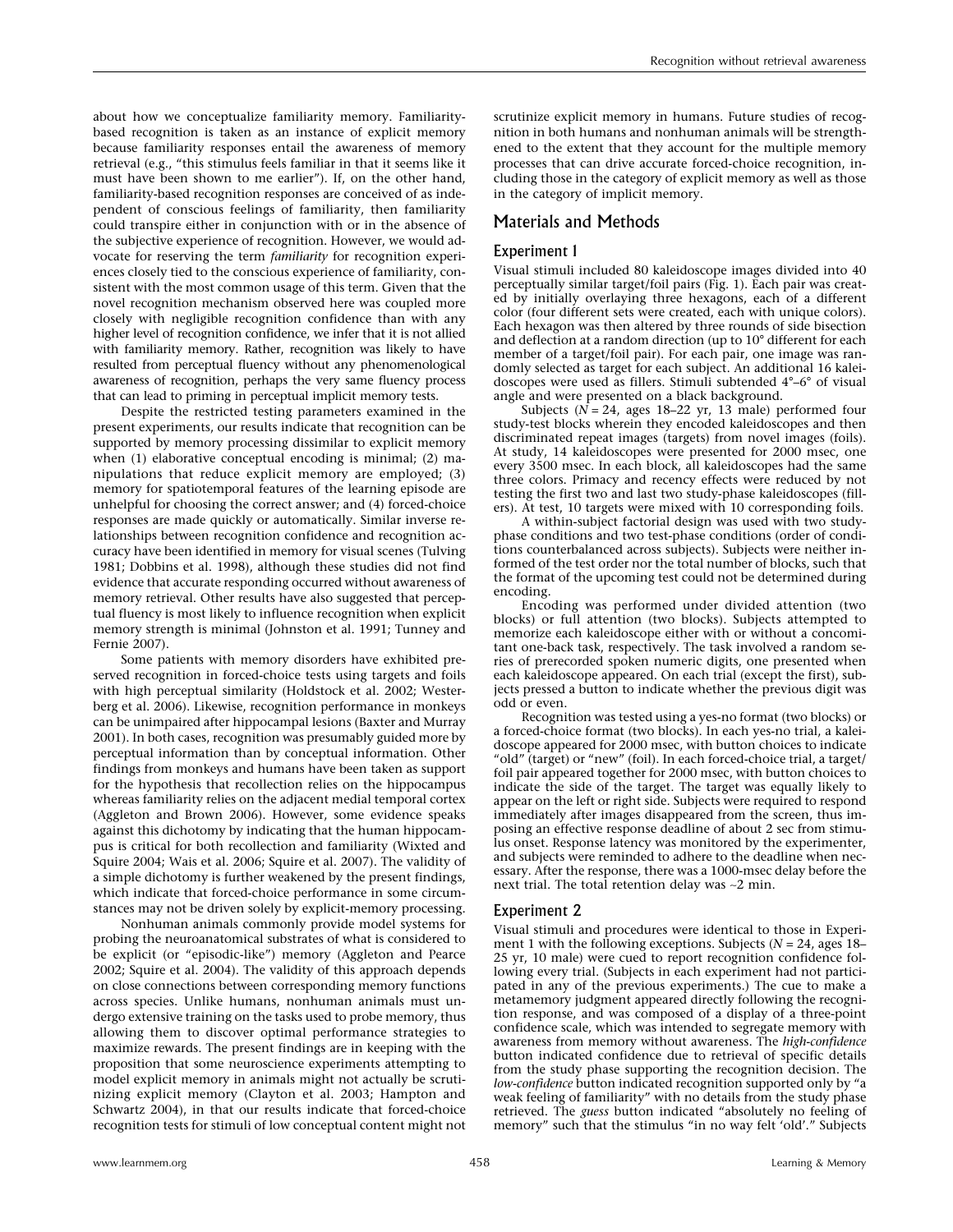about how we conceptualize familiarity memory. Familiarity-based recognition is taken as an instance of explicit memory because familiarity responses entail the awareness of memory retrieval (e.g., "this stimulus feels familiar in that it seems like it must have been shown to me earlier"). If, on the other hand, familiarity-based recognition responses are conceived of as independent of conscious feelings of familiarity, then familiarity could transpire either in conjunction with or in the absence of the subjective experience of recognition. However, we would advocate for reserving the term *familiarity* for recognition experiences closely tied to the conscious experience of familiarity, consistent with the most common usage of this term. Given that the novel recognition mechanism observed here was coupled more closely with negligible recognition confidence than with any higher level of recognition confidence, we infer that it is not allied with familiarity memory. Rather, recognition was likely to have resulted from perceptual fluency without any phenomenological awareness of recognition, perhaps the very same fluency process that can lead to priming in perceptual implicit memory tests.

Despite the restricted testing parameters examined in the present experiments, our results indicate that recognition can be supported by memory processing dissimilar to explicit memory when (1) elaborative conceptual encoding is minimal; (2) manipulations that reduce explicit memory are employed; (3) memory for spatiotemporal features of the learning episode are unhelpful for choosing the correct answer; and (4) forced-choice responses are made quickly or automatically. Similar inverse relationships between recognition confidence and recognition accuracy have been identified in memory for visual scenes (Tulving 1981; Dobbins et al. 1998), although these studies did not find evidence that accurate responding occurred without awareness of memory retrieval. Other results have also suggested that perceptual fluency is most likely to influence recognition when explicit memory strength is minimal (Johnston et al. 1991; Tunney and Fernie 2007).

Some patients with memory disorders have exhibited preserved recognition in forced-choice tests using targets and foils with high perceptual similarity (Holdstock et al. 2002; Westerberg et al. 2006). Likewise, recognition performance in monkeys can be unimpaired after hippocampal lesions (Baxter and Murray 2001). In both cases, recognition was presumably guided more by perceptual information than by conceptual information. Other findings from monkeys and humans have been taken as support for the hypothesis that recollection relies on the hippocampus whereas familiarity relies on the adjacent medial temporal cortex (Aggleton and Brown 2006). However, some evidence speaks against this dichotomy by indicating that the human hippocampus is critical for both recollection and familiarity (Wixted and Squire 2004; Wais et al. 2006; Squire et al. 2007). The validity of a simple dichotomy is further weakened by the present findings, which indicate that forced-choice performance in some circumstances may not be driven solely by explicit-memory processing.

Nonhuman animals commonly provide model systems for probing the neuroanatomical substrates of what is considered to be explicit (or "episodic-like") memory (Aggleton and Pearce 2002; Squire et al. 2004). The validity of this approach depends on close connections between corresponding memory functions across species. Unlike humans, nonhuman animals must undergo extensive training on the tasks used to probe memory, thus allowing them to discover optimal performance strategies to maximize rewards. The present findings are in keeping with the proposition that some neuroscience experiments attempting to model explicit memory in animals might not actually be scrutinizing explicit memory (Clayton et al. 2003; Hampton and Schwartz 2004), in that our results indicate that forced-choice recognition tests for stimuli of low conceptual content might not scrutinize explicit memory in humans. Future studies of recognition in both humans and nonhuman animals will be strengthened to the extent that they account for the multiple memory processes that can drive accurate forced-choice recognition, including those in the category of explicit memory as well as those in the category of implicit memory.

## Materials and Methods

### Experiment 1

Visual stimuli included 80 kaleidoscope images divided into 40 perceptually similar target/foil pairs (Fig. 1). Each pair was created by initially overlaying three hexagons, each of a different color (four different sets were created, each with unique colors). Each hexagon was then altered by three rounds of side bisection and deflection at a random direction (up to 10° different for each member of a target/foil pair). For each pair, one image was randomly selected as target for each subject. An additional 16 kaleidoscopes were used as fillers. Stimuli subtended 4°–6° of visual angle and were presented on a black background.

Subjects ($N = 24$, ages 18–22 yr, 13 male) performed four study-test blocks wherein they encoded kaleidoscopes and then discriminated repeat images (targets) from novel images (foils). At study, 14 kaleidoscopes were presented for 2000 msec, one every 3500 msec. In each block, all kaleidoscopes had the same three colors. Primacy and recency effects were reduced by not testing the first two and last two study-phase kaleidoscopes (fillers). At test, 10 targets were mixed with 10 corresponding foils.

A within-subject factorial design was used with two study-phase conditions and two test-phase conditions (order of conditions counterbalanced across subjects). Subjects were neither informed of the test order nor the total number of blocks, such that the format of the upcoming test could not be determined during encoding.

Encoding was performed under divided attention (two blocks) or full attention (two blocks). Subjects attempted to memorize each kaleidoscope either with or without a concomitant one-back task, respectively. The task involved a random series of prerecorded spoken numeric digits, one presented when each kaleidoscope appeared. On each trial (except the first), subjects pressed a button to indicate whether the previous digit was odd or even.

Recognition was tested using a yes-no format (two blocks) or a forced-choice format (two blocks). In each yes-no trial, a kaleidoscope appeared for 2000 msec, with button choices to indicate "old" (target) or "new" (foil). In each forced-choice trial, a target/foil pair appeared together for 2000 msec, with button choices to indicate the side of the target. The target was equally likely to appear on the left or right side. Subjects were required to respond immediately after images disappeared from the screen, thus imposing an effective response deadline of about 2 sec from stimulus onset. Response latency was monitored by the experimenter, and subjects were reminded to adhere to the deadline when necessary. After the response, there was a 1000-msec delay before the next trial. The total retention delay was ~2 min.

### Experiment 2

Visual stimuli and procedures were identical to those in Experiment 1 with the following exceptions. Subjects ($N = 24$, ages 18–25 yr, 10 male) were cued to report recognition confidence following every trial. (Subjects in each experiment had not participated in any of the previous experiments.) The cue to make a metamemory judgment appeared directly following the recognition response, and was composed of a display of a three-point confidence scale, which was intended to segregate memory with awareness from memory without awareness. The *high-confidence* button indicated confidence due to retrieval of specific details from the study phase supporting the recognition decision. The *low-confidence* button indicated recognition supported only by "a weak feeling of familiarity" with no details from the study phase retrieved. The *guess* button indicated "absolutely no feeling of memory" such that the stimulus "in no way felt 'old'." Subjects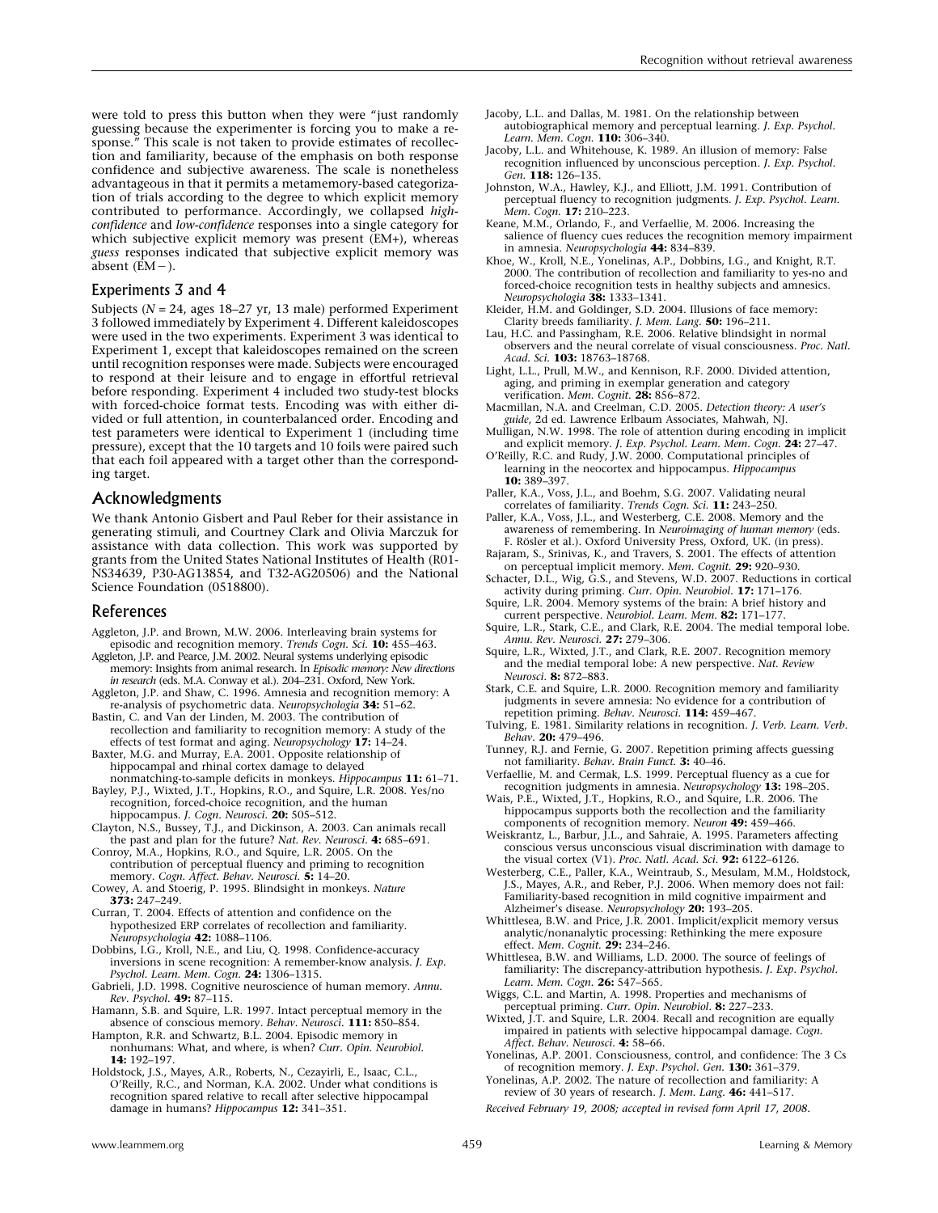were told to press this button when they were "just randomly guessing because the experimenter is forcing you to make a response." This scale is not taken to provide estimates of recollection and familiarity, because of the emphasis on both response confidence and subjective awareness. The scale is nonetheless advantageous in that it permits a metamemory-based categorization of trials according to the degree to which explicit memory contributed to performance. Accordingly, we collapsed *high-confidence* and *low-confidence* responses into a single category for which subjective explicit memory was present (EM+), whereas *guess* responses indicated that subjective explicit memory was absent (EM−).

### Experiments 3 and 4

Subjects ($N = 24$, ages 18–27 yr, 13 male) performed Experiment 3 followed immediately by Experiment 4. Different kaleidoscopes were used in the two experiments. Experiment 3 was identical to Experiment 1, except that kaleidoscopes remained on the screen until recognition responses were made. Subjects were encouraged to respond at their leisure and to engage in effortful retrieval before responding. Experiment 4 included two study-test blocks with forced-choice format tests. Encoding was with either divided or full attention, in counterbalanced order. Encoding and test parameters were identical to Experiment 1 (including time pressure), except that the 10 targets and 10 foils were paired such that each foil appeared with a target other than the corresponding target.

## Acknowledgments

We thank Antonio Gisbert and Paul Reber for their assistance in generating stimuli, and Courtney Clark and Olivia Marczuk for assistance with data collection. This work was supported by grants from the United States National Institutes of Health (R01-NS34639, P30-AG13854, and T32-AG20506) and the National Science Foundation (0518800).

## References

Aggleton, J.P. and Brown, M.W. 2006. Interleaving brain systems for episodic and recognition memory. *Trends Cogn. Sci.* **10:** 455–463.

Aggleton, J.P. and Pearce, J.M. 2002. Neural systems underlying episodic memory: Insights from animal research. In *Episodic memory: New directions in research* (eds. M.A. Conway et al.). 204–231. Oxford, New York.

Aggleton, J.P. and Shaw, C. 1996. Amnesia and recognition memory: A re-analysis of psychometric data. *Neuropsychologia* **34:** 51–62.

Bastin, C. and Van der Linden, M. 2003. The contribution of recollection and familiarity to recognition memory: A study of the effects of test format and aging. *Neuropsychology* **17:** 14–24.

Baxter, M.G. and Murray, E.A. 2001. Opposite relationship of hippocampal and rhinal cortex damage to delayed nonmatching-to-sample deficits in monkeys. *Hippocampus* **11:** 61–71.

Bayley, P.J., Wixted, J.T., Hopkins, R.O., and Squire, L.R. 2008. Yes/no recognition, forced-choice recognition, and the human hippocampus. *J. Cogn. Neurosci.* **20:** 505–512.

Clayton, N.S., Bussey, T.J., and Dickinson, A. 2003. Can animals recall the past and plan for the future? *Nat. Rev. Neurosci.* **4:** 685–691.

Conroy, M.A., Hopkins, R.O., and Squire, L.R. 2005. On the contribution of perceptual fluency and priming to recognition memory. *Cogn. Affect. Behav. Neurosci.* **5:** 14–20.

Cowey, A. and Stoerig, P. 1995. Blindsight in monkeys. *Nature* **373:** 247–249.

Curran, T. 2004. Effects of attention and confidence on the hypothesized ERP correlates of recollection and familiarity. *Neuropsychologia* **42:** 1088–1106.

Dobbins, I.G., Kroll, N.E., and Liu, Q. 1998. Confidence-accuracy inversions in scene recognition: A remember-know analysis. *J. Exp. Psychol. Learn. Mem. Cogn.* **24:** 1306–1315.

Gabrieli, J.D. 1998. Cognitive neuroscience of human memory. *Annu. Rev. Psychol.* **49:** 87–115.

Hamann, S.B. and Squire, L.R. 1997. Intact perceptual memory in the absence of conscious memory. *Behav. Neurosci.* **111:** 850–854.

Hampton, R.R. and Schwartz, B.L. 2004. Episodic memory in nonhumans: What, and where, is when? *Curr. Opin. Neurobiol.* **14:** 192–197.

Holdstock, J.S., Mayes, A.R., Roberts, N., Cezayirli, E., Isaac, C.L., O'Reilly, R.C., and Norman, K.A. 2002. Under what conditions is recognition spared relative to recall after selective hippocampal damage in humans? *Hippocampus* **12:** 341–351.

Jacoby, L.L. and Dallas, M. 1981. On the relationship between autobiographical memory and perceptual learning. *J. Exp. Psychol. Learn. Mem. Cogn.* **110:** 306–340.

Jacoby, L.L. and Whitehouse, K. 1989. An illusion of memory: False recognition influenced by unconscious perception. *J. Exp. Psychol. Gen.* **118:** 126–135.

Johnston, W.A., Hawley, K.J., and Elliott, J.M. 1991. Contribution of perceptual fluency to recognition judgments. *J. Exp. Psychol. Learn. Mem. Cogn.* **17:** 210–223.

Keane, M.M., Orlando, F., and Verfaellie, M. 2006. Increasing the salience of fluency cues reduces the recognition memory impairment in amnesia. *Neuropsychologia* **44:** 834–839.

Khoe, W., Kroll, N.E., Yonelinas, A.P., Dobbins, I.G., and Knight, R.T. 2000. The contribution of recollection and familiarity to yes-no and forced-choice recognition tests in healthy subjects and amnesics. *Neuropsychologia* **38:** 1333–1341.

Kleider, H.M. and Goldinger, S.D. 2004. Illusions of face memory: Clarity breeds familiarity. *J. Mem. Lang.* **50:** 196–211.

Lau, H.C. and Passingham, R.E. 2006. Relative blindsight in normal observers and the neural correlate of visual consciousness. *Proc. Natl. Acad. Sci.* **103:** 18763–18768.

Light, L.L., Prull, M.W., and Kennison, R.F. 2000. Divided attention, aging, and priming in exemplar generation and category verification. *Mem. Cognit.* **28:** 856–872.

Macmillan, N.A. and Creelman, C.D. 2005. *Detection theory: A user's guide*, 2d ed. Lawrence Erlbaum Associates, Mahwah, NJ.

Mulligan, N.W. 1998. The role of attention during encoding in implicit and explicit memory. *J. Exp. Psychol. Learn. Mem. Cogn.* **24:** 27–47.

O'Reilly, R.C. and Rudy, J.W. 2000. Computational principles of learning in the neocortex and hippocampus. *Hippocampus* **10:** 389–397.

Paller, K.A., Voss, J.L., and Boehm, S.G. 2007. Validating neural correlates of familiarity. *Trends Cogn. Sci.* **11:** 243–250.

Paller, K.A., Voss, J.L., and Westerberg, C.E. 2008. Memory and the awareness of remembering. In *Neuroimaging of human memory* (eds. F. Rösler et al.). Oxford University Press, Oxford, UK. (in press).

Rajaram, S., Srinivas, K., and Travers, S. 2001. The effects of attention on perceptual implicit memory. *Mem. Cognit.* **29:** 920–930.

Schacter, D.L., Wig, G.S., and Stevens, W.D. 2007. Reductions in cortical activity during priming. *Curr. Opin. Neurobiol.* **17:** 171–176.

Squire, L.R. 2004. Memory systems of the brain: A brief history and current perspective. *Neurobiol. Learn. Mem.* **82:** 171–177.

Squire, L.R., Stark, C.E., and Clark, R.E. 2004. The medial temporal lobe. *Annu. Rev. Neurosci.* **27:** 279–306.

Squire, L.R., Wixted, J.T., and Clark, R.E. 2007. Recognition memory and the medial temporal lobe: A new perspective. *Nat. Review Neurosci.* **8:** 872–883.

Stark, C.E. and Squire, L.R. 2000. Recognition memory and familiarity judgments in severe amnesia: No evidence for a contribution of repetition priming. *Behav. Neurosci.* **114:** 459–467.

Tulving, E. 1981. Similarity relations in recognition. *J. Verb. Learn. Verb. Behav.* **20:** 479–496.

Tunney, R.J. and Fernie, G. 2007. Repetition priming affects guessing not familiarity. *Behav. Brain Funct.* **3:** 40–46.

Verfaellie, M. and Cermak, L.S. 1999. Perceptual fluency as a cue for recognition judgments in amnesia. *Neuropsychology* **13:** 198–205.

Wais, P.E., Wixted, J.T., Hopkins, R.O., and Squire, L.R. 2006. The hippocampus supports both the recollection and the familiarity components of recognition memory. *Neuron* **49:** 459–466.

Weiskrantz, L., Barbur, J.L., and Sahraie, A. 1995. Parameters affecting conscious versus unconscious visual discrimination with damage to the visual cortex (V1). *Proc. Natl. Acad. Sci.* **92:** 6122–6126.

Westerberg, C.E., Paller, K.A., Weintraub, S., Mesulam, M.M., Holdstock, J.S., Mayes, A.R., and Reber, P.J. 2006. When memory does not fail: Familiarity-based recognition in mild cognitive impairment and Alzheimer's disease. *Neuropsychology* **20:** 193–205.

Whittlesea, B.W. and Price, J.R. 2001. Implicit/explicit memory versus analytic/nonanalytic processing: Rethinking the mere exposure effect. *Mem. Cognit.* **29:** 234–246.

Whittlesea, B.W. and Williams, L.D. 2000. The source of feelings of familiarity: The discrepancy-attribution hypothesis. *J. Exp. Psychol. Learn. Mem. Cogn.* **26:** 547–565.

Wiggs, C.L. and Martin, A. 1998. Properties and mechanisms of perceptual priming. *Curr. Opin. Neurobiol.* **8:** 227–233.

Wixted, J.T. and Squire, L.R. 2004. Recall and recognition are equally impaired in patients with selective hippocampal damage. *Cogn. Affect. Behav. Neurosci.* **4:** 58–66.

Yonelinas, A.P. 2001. Consciousness, control, and confidence: The 3 Cs of recognition memory. *J. Exp. Psychol. Gen.* **130:** 361–379.

Yonelinas, A.P. 2002. The nature of recollection and familiarity: A review of 30 years of research. *J. Mem. Lang.* **46:** 441–517.

*Received February 19, 2008; accepted in revised form April 17, 2008.*